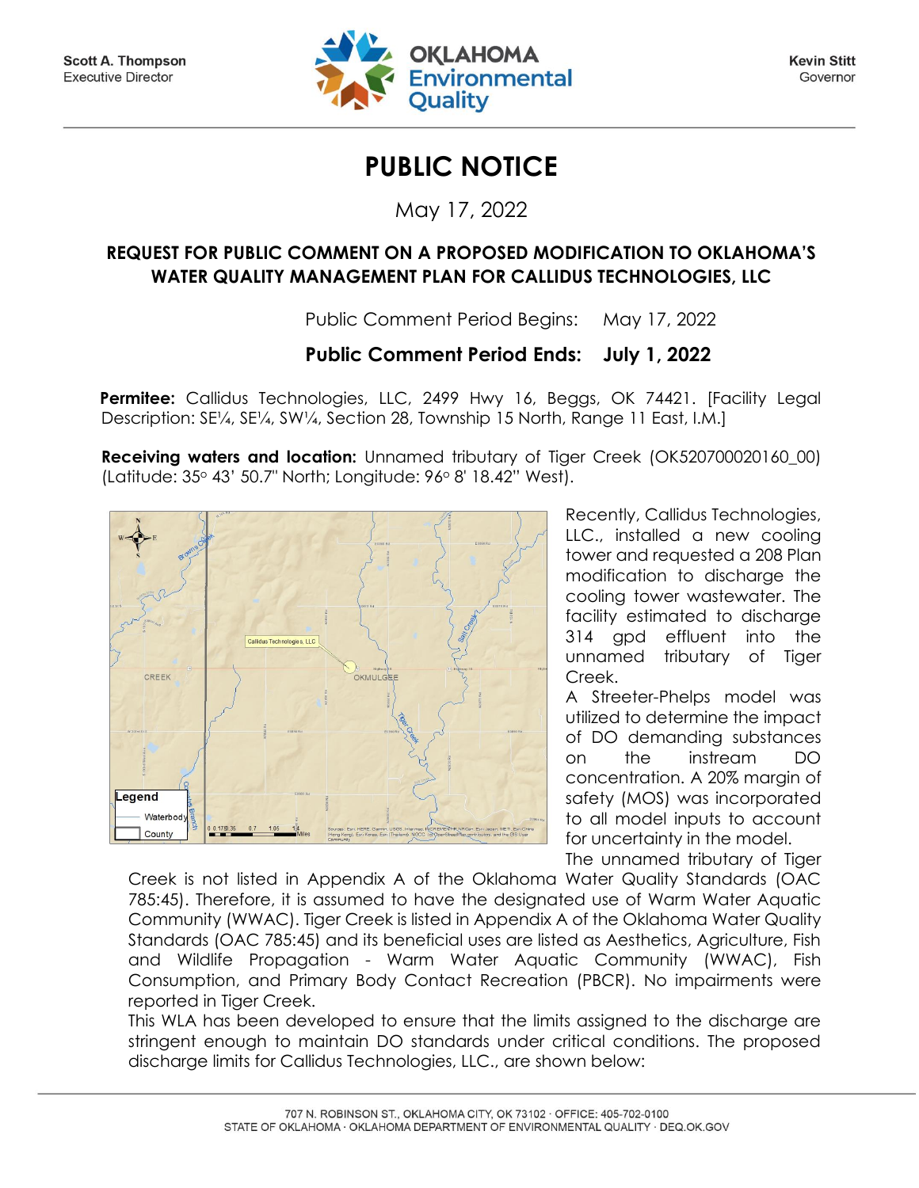Scott A. Thompson
Executive Director

OKLAHOMA Environmental Quality

Kevin Stitt
Governor

# PUBLIC NOTICE

May 17, 2022

## REQUEST FOR PUBLIC COMMENT ON A PROPOSED MODIFICATION TO OKLAHOMA'S WATER QUALITY MANAGEMENT PLAN FOR CALLIDUS TECHNOLOGIES, LLC

Public Comment Period Begins: May 17, 2022

**Public Comment Period Ends: July 1, 2022**

**Permitee:** Callidus Technologies, LLC, 2499 Hwy 16, Beggs, OK 74421. [Facility Legal Description: SE¼, SE¼, SW¼, Section 28, Township 15 North, Range 11 East, I.M.]

**Receiving waters and location:** Unnamed tributary of Tiger Creek (OK520700020160_00) (Latitude: 35° 43' 50.7" North; Longitude: 96° 8' 18.42" West).

Recently, Callidus Technologies, LLC., installed a new cooling tower and requested a 208 Plan modification to discharge the cooling tower wastewater. The facility estimated to discharge 314 gpd effluent into the unnamed tributary of Tiger Creek.

A Streeter-Phelps model was utilized to determine the impact of DO demanding substances on the instream DO concentration. A 20% margin of safety (MOS) was incorporated to all model inputs to account for uncertainty in the model.

The unnamed tributary of Tiger Creek is not listed in Appendix A of the Oklahoma Water Quality Standards (OAC 785:45). Therefore, it is assumed to have the designated use of Warm Water Aquatic Community (WWAC). Tiger Creek is listed in Appendix A of the Oklahoma Water Quality Standards (OAC 785:45) and its beneficial uses are listed as Aesthetics, Agriculture, Fish and Wildlife Propagation - Warm Water Aquatic Community (WWAC), Fish Consumption, and Primary Body Contact Recreation (PBCR). No impairments were reported in Tiger Creek.

This WLA has been developed to ensure that the limits assigned to the discharge are stringent enough to maintain DO standards under critical conditions. The proposed discharge limits for Callidus Technologies, LLC., are shown below: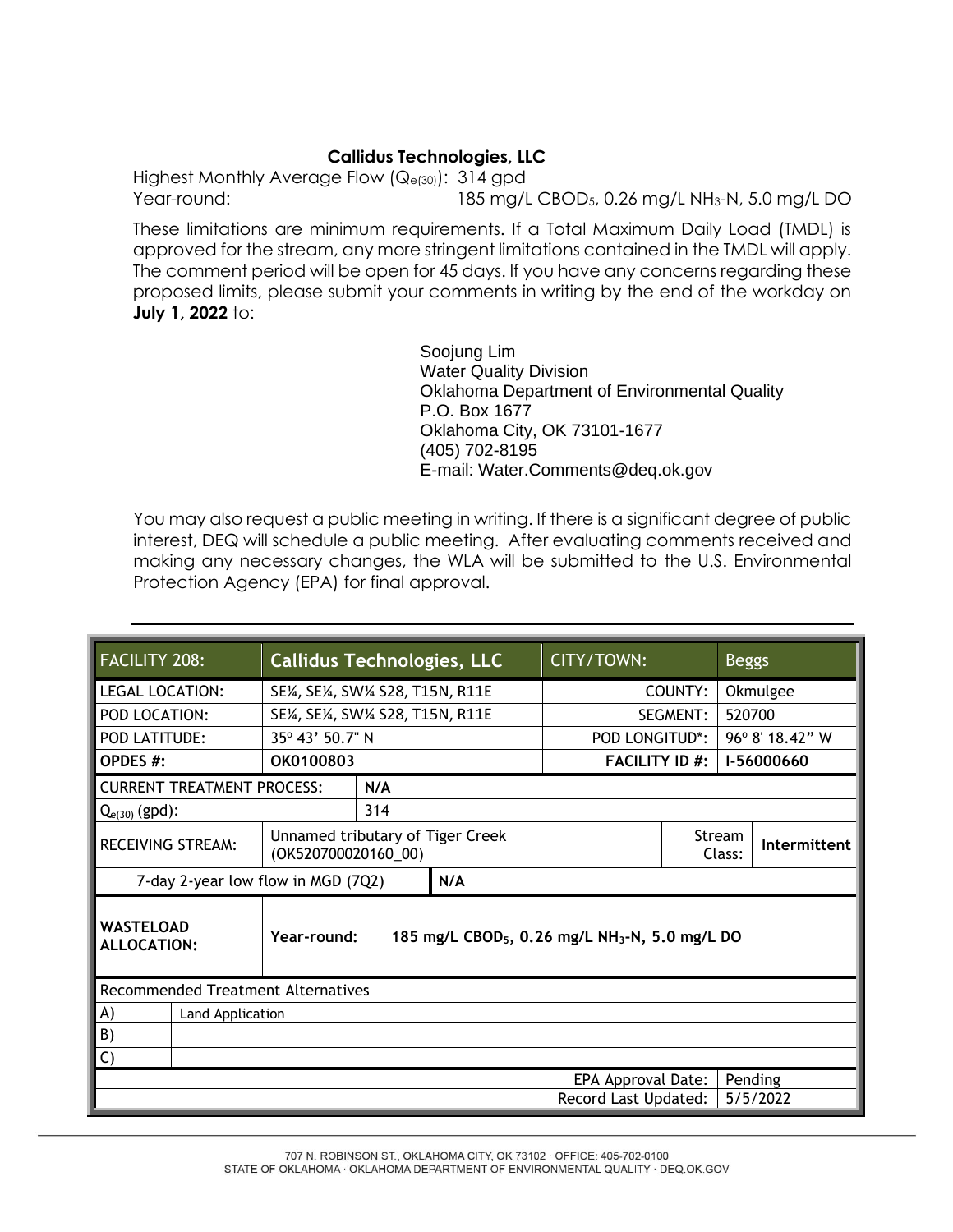**Callidus Technologies, LLC**

Highest Monthly Average Flow ($Q_{e(30)}$): 314 gpd
Year-round: 185 mg/L $CBOD_5$, 0.26 mg/L $NH_3$-N, 5.0 mg/L DO

These limitations are minimum requirements. If a Total Maximum Daily Load (TMDL) is approved for the stream, any more stringent limitations contained in the TMDL will apply. The comment period will be open for 45 days. If you have any concerns regarding these proposed limits, please submit your comments in writing by the end of the workday on **July 1, 2022** to:

Soojung Lim
Water Quality Division
Oklahoma Department of Environmental Quality
P.O. Box 1677
Oklahoma City, OK 73101-1677
(405) 702-8195
E-mail: Water.Comments@deq.ok.gov

You may also request a public meeting in writing. If there is a significant degree of public interest, DEQ will schedule a public meeting. After evaluating comments received and making any necessary changes, the WLA will be submitted to the U.S. Environmental Protection Agency (EPA) for final approval.

---

| FACILITY 208: | Callidus Technologies, LLC | | CITY/TOWN: | | Beggs |
|---|---|---|---|---|---|
| LEGAL LOCATION: | SE¼, SE¼, SW¼ S28, T15N, R11E | | COUNTY: | | Okmulgee |
| POD LOCATION: | SE¼, SE¼, SW¼ S28, T15N, R11E | | SEGMENT: | | 520700 |
| POD LATITUDE: | 35° 43' 50.7" N | | POD LONGITUD*: | | 96° 8' 18.42" W |
| **OPDES #:** | **OK0100803** | | **FACILITY ID #:** | | **I-56000660** |
| CURRENT TREATMENT PROCESS: | | **N/A** | | | |
| $Q_{e(30)}$ (gpd): | | 314 | | | |
| RECEIVING STREAM: | Unnamed tributary of Tiger Creek (OK520700020160_00) | | | Stream Class: | **Intermittent** |
| 7-day 2-year low flow in MGD (7Q2) | | **N/A** | | | |
| **WASTELOAD ALLOCATION:** | **Year-round: 185 mg/L $CBOD_5$, 0.26 mg/L $NH_3$-N, 5.0 mg/L DO** | | | | |
| Recommended Treatment Alternatives | | | | | |
| A) | Land Application | | | | |
| B) | | | | | |
| C) | | | | | |
| | | | EPA Approval Date: | | Pending |
| | | | Record Last Updated: | | 5/5/2022 |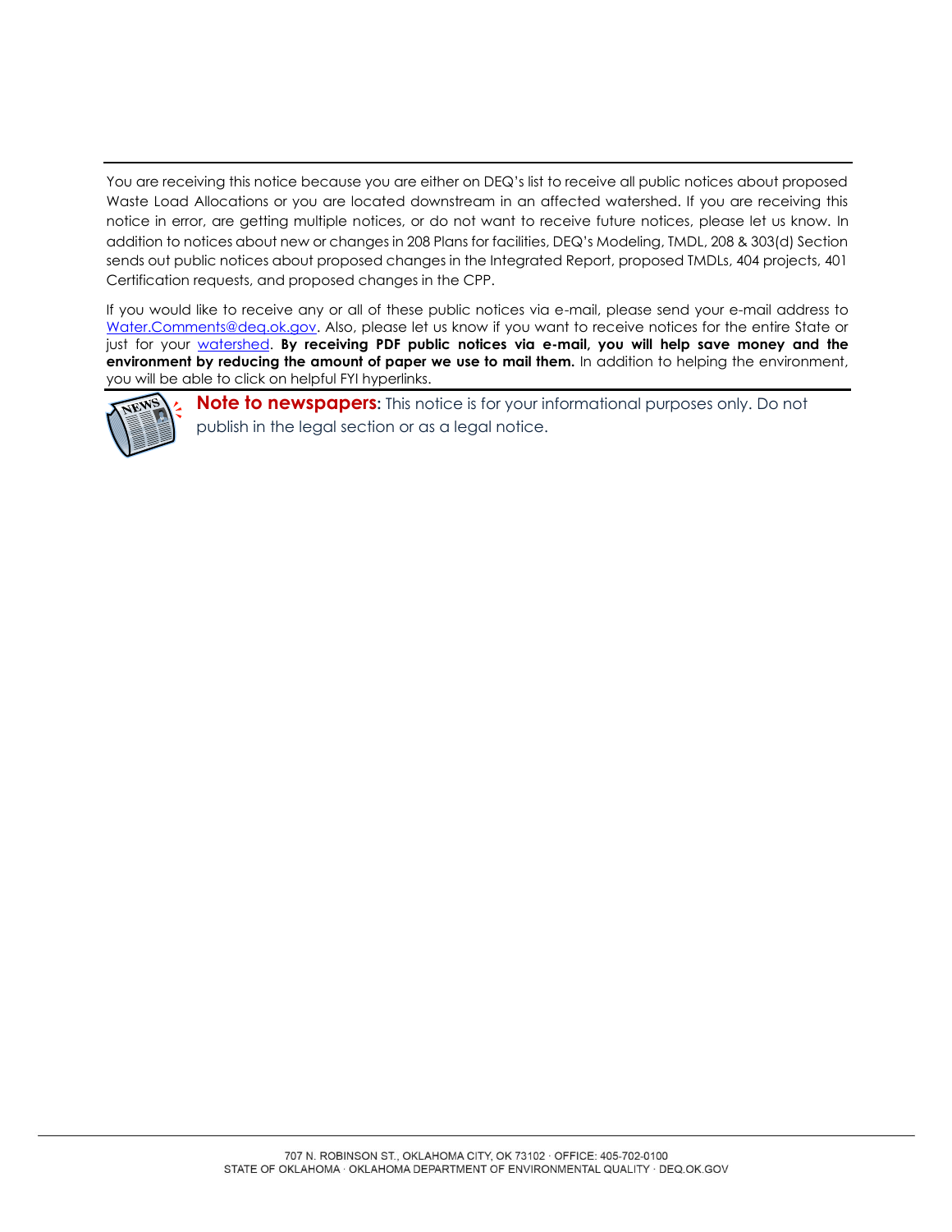You are receiving this notice because you are either on DEQ's list to receive all public notices about proposed Waste Load Allocations or you are located downstream in an affected watershed. If you are receiving this notice in error, are getting multiple notices, or do not want to receive future notices, please let us know. In addition to notices about new or changes in 208 Plans for facilities, DEQ's Modeling, TMDL, 208 & 303(d) Section sends out public notices about proposed changes in the Integrated Report, proposed TMDLs, 404 projects, 401 Certification requests, and proposed changes in the CPP.

If you would like to receive any or all of these public notices via e-mail, please send your e-mail address to Water.Comments@deq.ok.gov. Also, please let us know if you want to receive notices for the entire State or just for your watershed. **By receiving PDF public notices via e-mail, you will help save money and the environment by reducing the amount of paper we use to mail them.** In addition to helping the environment, you will be able to click on helpful FYI hyperlinks.

**Note to newspapers:** This notice is for your informational purposes only. Do not publish in the legal section or as a legal notice.

707 N. ROBINSON ST., OKLAHOMA CITY, OK 73102 · OFFICE: 405-702-0100
STATE OF OKLAHOMA · OKLAHOMA DEPARTMENT OF ENVIRONMENTAL QUALITY · DEQ.OK.GOV